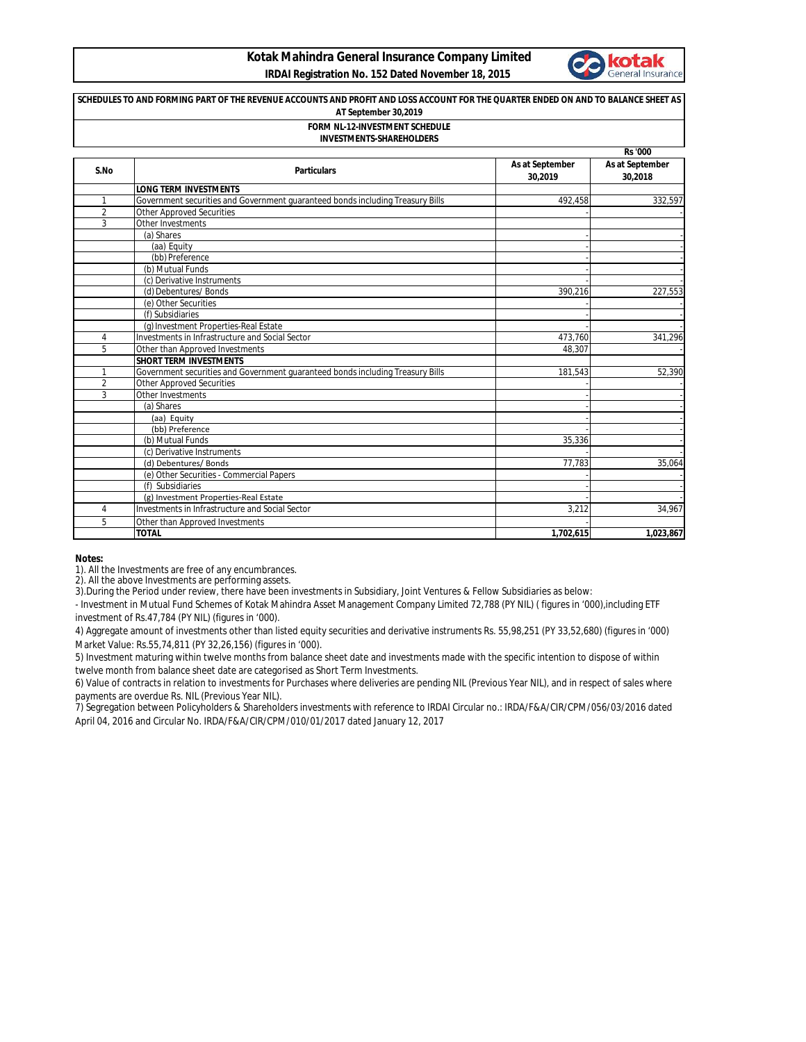# Kotak Mahindra General Insurance Company Limited

**IRDAI Registration No. 152 Dated November 18, 2015**

**SCHEDULES TO AND FORMING PART OF THE REVENUE ACCOUNTS AND PROFIT AND LOSS ACCOUNT FOR THE QUARTER ENDED ON AND TO BALANCE SHEET AS AT September 30,2019**

**FORM NL-12-INVESTMENT SCHEDULE**

**INVESTMENTS-SHAREHOLDERS**

Rs '000

| S.No | Particulars | As at September 30,2019 | As at September 30,2018 |
|---|---|---|---|
| | **LONG TERM INVESTMENTS** | | |
| 1 | Government securities and Government guaranteed bonds including Treasury Bills | 492,458 | 332,597 |
| 2 | Other Approved Securities | - | - |
| 3 | Other Investments | | |
| | (a) Shares | - | - |
| | (aa) Equity | - | - |
| | (bb) Preference | - | - |
| | (b) Mutual Funds | - | - |
| | (c) Derivative Instruments | - | - |
| | (d) Debentures/ Bonds | 390,216 | 227,553 |
| | (e) Other Securities | - | - |
| | (f) Subsidiaries | - | - |
| | (g) Investment Properties-Real Estate | - | - |
| 4 | Investments in Infrastructure and Social Sector | 473,760 | 341,296 |
| 5 | Other than Approved Investments | 48,307 | - |
| | **SHORT TERM INVESTMENTS** | | |
| 1 | Government securities and Government guaranteed bonds including Treasury Bills | 181,543 | 52,390 |
| 2 | Other Approved Securities | - | - |
| 3 | Other Investments | - | - |
| | (a) Shares | - | - |
| | (aa) Equity | - | - |
| | (bb) Preference | - | - |
| | (b) Mutual Funds | 35,336 | - |
| | (c) Derivative Instruments | - | - |
| | (d) Debentures/ Bonds | 77,783 | 35,064 |
| | (e) Other Securities - Commercial Papers | - | - |
| | (f) Subsidiaries | - | - |
| | (g) Investment Properties-Real Estate | - | - |
| 4 | Investments in Infrastructure and Social Sector | 3,212 | 34,967 |
| 5 | Other than Approved Investments | - | |
| | **TOTAL** | **1,702,615** | **1,023,867** |

**Notes:**

1). All the Investments are free of any encumbrances.

2). All the above Investments are performing assets.

3).During the Period under review, there have been investments in Subsidiary, Joint Ventures & Fellow Subsidiaries as below:

- Investment in Mutual Fund Schemes of Kotak Mahindra Asset Management Company Limited 72,788 (PY NIL) ( figures in '000),including ETF investment of Rs.47,784 (PY NIL) (figures in '000).

4) Aggregate amount of investments other than listed equity securities and derivative instruments Rs. 55,98,251 (PY 33,52,680) (figures in '000) Market Value: Rs.55,74,811 (PY 32,26,156) (figures in '000).

5) Investment maturing within twelve months from balance sheet date and investments made with the specific intention to dispose of within twelve month from balance sheet date are categorised as Short Term Investments.

6) Value of contracts in relation to investments for Purchases where deliveries are pending NIL (Previous Year NIL), and in respect of sales where payments are overdue Rs. NIL (Previous Year NIL).

7) Segregation between Policyholders & Shareholders investments with reference to IRDAI Circular no.: IRDA/F&A/CIR/CPM/056/03/2016 dated April 04, 2016 and Circular No. IRDA/F&A/CIR/CPM/010/01/2017 dated January 12, 2017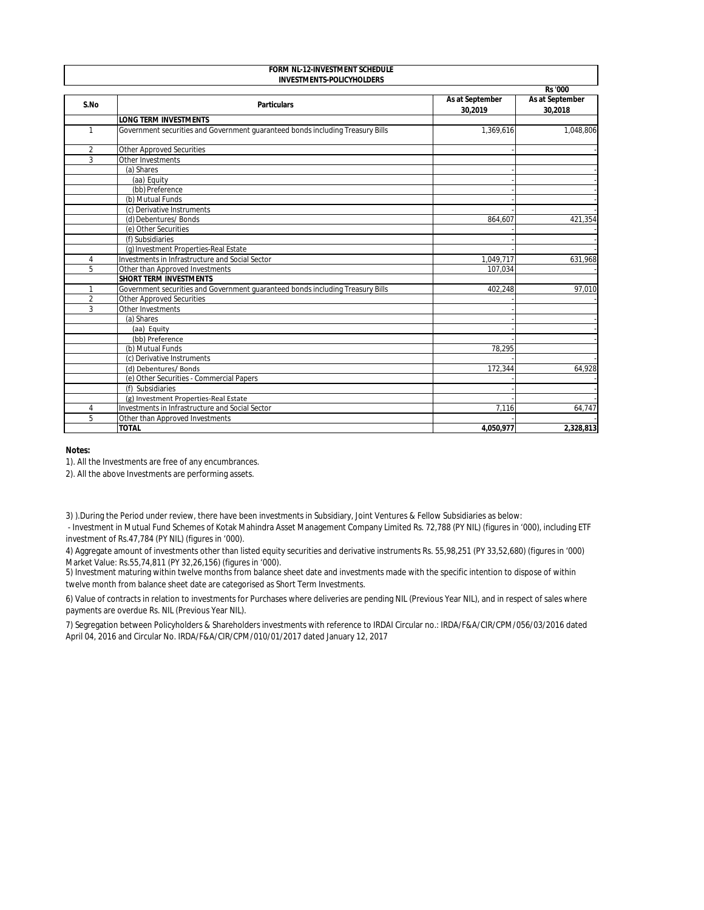## FORM NL-12-INVESTMENT SCHEDULE

### INVESTMENTS-POLICYHOLDERS

Rs '000

| S.No | Particulars | As at September 30,2019 | As at September 30,2018 |
|---|---|---|---|
| | **LONG TERM INVESTMENTS** | | |
| 1 | Government securities and Government guaranteed bonds including Treasury Bills | 1,369,616 | 1,048,806 |
| 2 | Other Approved Securities | - | - |
| 3 | Other Investments | | |
| | (a) Shares | - | - |
| | (aa) Equity | - | - |
| | (bb) Preference | - | - |
| | (b) Mutual Funds | - | - |
| | (c) Derivative Instruments | - | - |
| | (d) Debentures/ Bonds | 864,607 | 421,354 |
| | (e) Other Securities | - | - |
| | (f) Subsidiaries | - | - |
| | (g) Investment Properties-Real Estate | - | - |
| 4 | Investments in Infrastructure and Social Sector | 1,049,717 | 631,968 |
| 5 | Other than Approved Investments | 107,034 | - |
| | **SHORT TERM INVESTMENTS** | | |
| 1 | Government securities and Government guaranteed bonds including Treasury Bills | 402,248 | 97,010 |
| 2 | Other Approved Securities | - | - |
| 3 | Other Investments | - | |
| | (a) Shares | - | - |
| | (aa) Equity | - | - |
| | (bb) Preference | - | - |
| | (b) Mutual Funds | 78,295 | |
| | (c) Derivative Instruments | - | - |
| | (d) Debentures/ Bonds | 172,344 | 64,928 |
| | (e) Other Securities - Commercial Papers | - | |
| | (f) Subsidiaries | - | - |
| | (g) Investment Properties-Real Estate | - | - |
| 4 | Investments in Infrastructure and Social Sector | 7,116 | 64,747 |
| 5 | Other than Approved Investments | - | - |
| | **TOTAL** | **4,050,977** | **2,328,813** |

**Notes:**

1). All the Investments are free of any encumbrances.

2). All the above Investments are performing assets.

3) ).During the Period under review, there have been investments in Subsidiary, Joint Ventures & Fellow Subsidiaries as below:
 - Investment in Mutual Fund Schemes of Kotak Mahindra Asset Management Company Limited Rs. 72,788 (PY NIL) (figures in '000), including ETF investment of Rs.47,784 (PY NIL) (figures in '000).

4) Aggregate amount of investments other than listed equity securities and derivative instruments Rs. 55,98,251 (PY 33,52,680) (figures in '000) Market Value: Rs.55,74,811 (PY 32,26,156) (figures in '000).

5) Investment maturing within twelve months from balance sheet date and investments made with the specific intention to dispose of within twelve month from balance sheet date are categorised as Short Term Investments.

6) Value of contracts in relation to investments for Purchases where deliveries are pending NIL (Previous Year NIL), and in respect of sales where payments are overdue Rs. NIL (Previous Year NIL).

7) Segregation between Policyholders & Shareholders investments with reference to IRDAI Circular no.: IRDA/F&A/CIR/CPM/056/03/2016 dated April 04, 2016 and Circular No. IRDA/F&A/CIR/CPM/010/01/2017 dated January 12, 2017